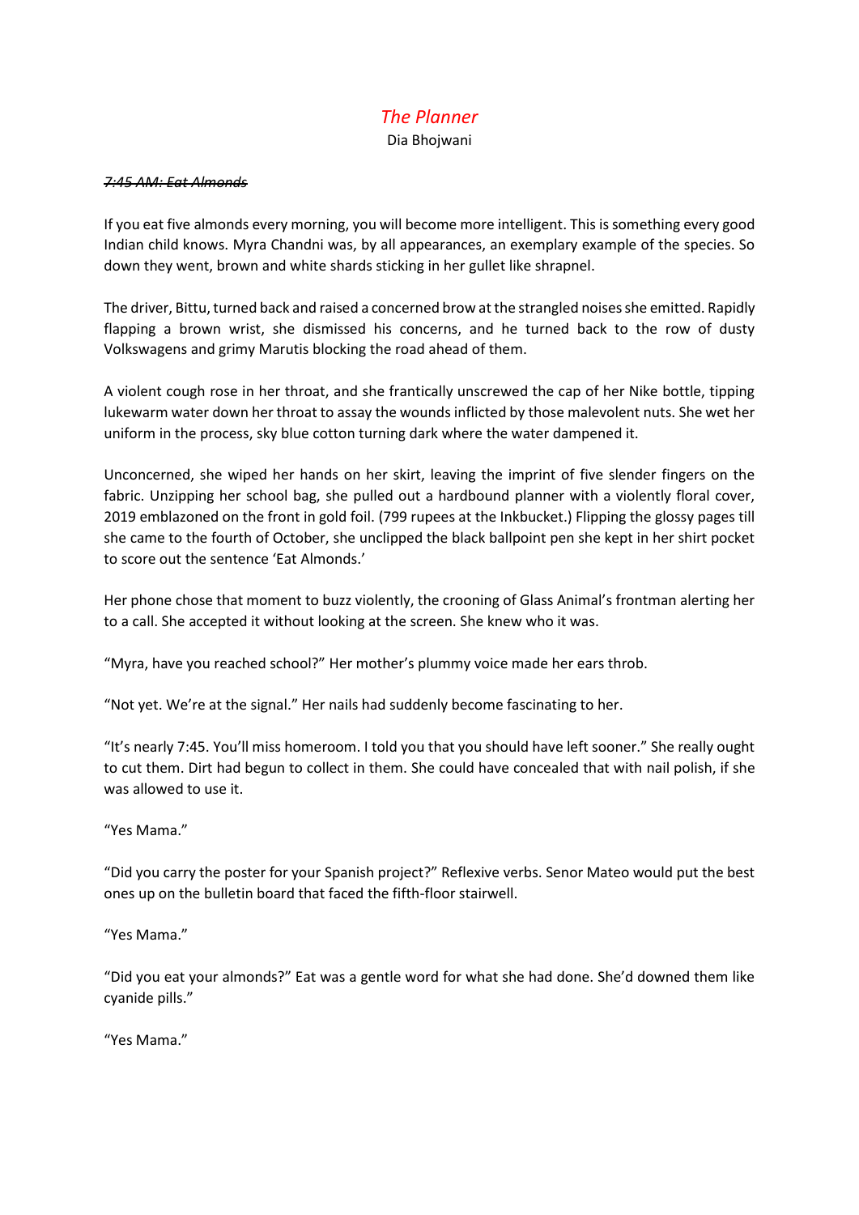# *The Planner*

Dia Bhojwani

*~~7:45 AM: Eat Almonds~~*

If you eat five almonds every morning, you will become more intelligent. This is something every good Indian child knows. Myra Chandni was, by all appearances, an exemplary example of the species. So down they went, brown and white shards sticking in her gullet like shrapnel.

The driver, Bittu, turned back and raised a concerned brow at the strangled noises she emitted. Rapidly flapping a brown wrist, she dismissed his concerns, and he turned back to the row of dusty Volkswagens and grimy Marutis blocking the road ahead of them.

A violent cough rose in her throat, and she frantically unscrewed the cap of her Nike bottle, tipping lukewarm water down her throat to assay the wounds inflicted by those malevolent nuts. She wet her uniform in the process, sky blue cotton turning dark where the water dampened it.

Unconcerned, she wiped her hands on her skirt, leaving the imprint of five slender fingers on the fabric. Unzipping her school bag, she pulled out a hardbound planner with a violently floral cover, 2019 emblazoned on the front in gold foil. (799 rupees at the Inkbucket.) Flipping the glossy pages till she came to the fourth of October, she unclipped the black ballpoint pen she kept in her shirt pocket to score out the sentence 'Eat Almonds.'

Her phone chose that moment to buzz violently, the crooning of Glass Animal's frontman alerting her to a call. She accepted it without looking at the screen. She knew who it was.

"Myra, have you reached school?" Her mother's plummy voice made her ears throb.

"Not yet. We're at the signal." Her nails had suddenly become fascinating to her.

"It's nearly 7:45. You'll miss homeroom. I told you that you should have left sooner." She really ought to cut them. Dirt had begun to collect in them. She could have concealed that with nail polish, if she was allowed to use it.

"Yes Mama."

"Did you carry the poster for your Spanish project?" Reflexive verbs. Senor Mateo would put the best ones up on the bulletin board that faced the fifth-floor stairwell.

"Yes Mama."

"Did you eat your almonds?" Eat was a gentle word for what she had done. She'd downed them like cyanide pills."

"Yes Mama."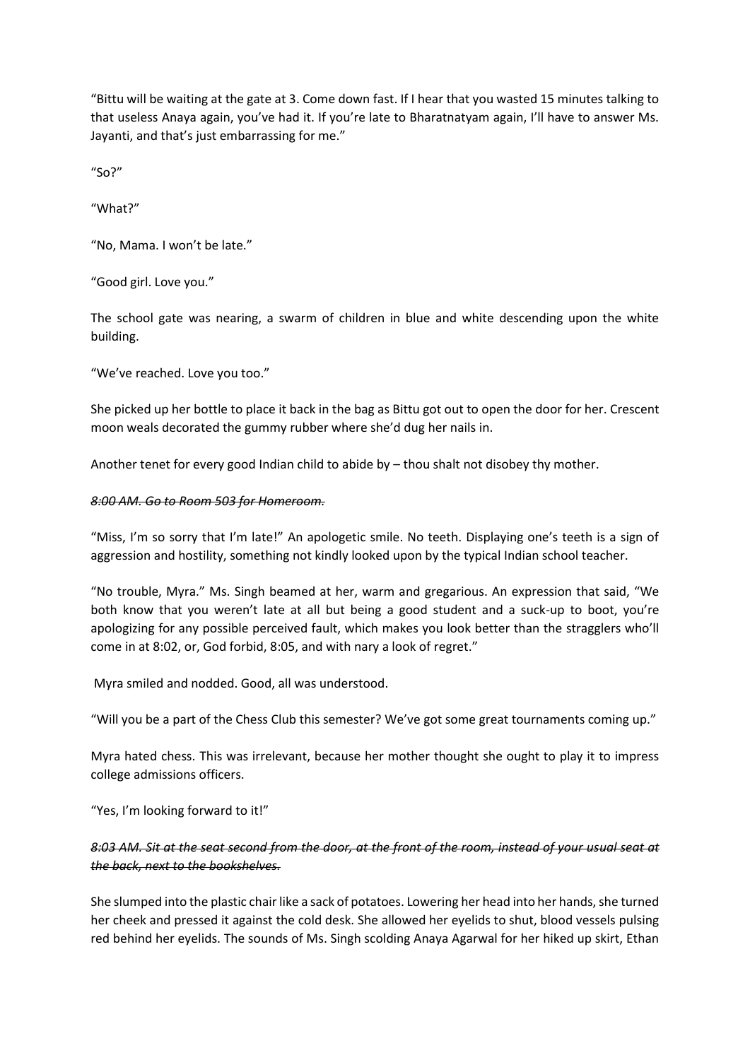"Bittu will be waiting at the gate at 3. Come down fast. If I hear that you wasted 15 minutes talking to that useless Anaya again, you've had it. If you're late to Bharatnatyam again, I'll have to answer Ms. Jayanti, and that's just embarrassing for me."

"So?"

"What?"

"No, Mama. I won't be late."

"Good girl. Love you."

The school gate was nearing, a swarm of children in blue and white descending upon the white building.

"We've reached. Love you too."

She picked up her bottle to place it back in the bag as Bittu got out to open the door for her. Crescent moon weals decorated the gummy rubber where she'd dug her nails in.

Another tenet for every good Indian child to abide by – thou shalt not disobey thy mother.

*~~8:00 AM. Go to Room 503 for Homeroom.~~*

"Miss, I'm so sorry that I'm late!" An apologetic smile. No teeth. Displaying one's teeth is a sign of aggression and hostility, something not kindly looked upon by the typical Indian school teacher.

"No trouble, Myra." Ms. Singh beamed at her, warm and gregarious. An expression that said, "We both know that you weren't late at all but being a good student and a suck-up to boot, you're apologizing for any possible perceived fault, which makes you look better than the stragglers who'll come in at 8:02, or, God forbid, 8:05, and with nary a look of regret."

Myra smiled and nodded. Good, all was understood.

"Will you be a part of the Chess Club this semester? We've got some great tournaments coming up."

Myra hated chess. This was irrelevant, because her mother thought she ought to play it to impress college admissions officers.

"Yes, I'm looking forward to it!"

*~~8:03 AM. Sit at the seat second from the door, at the front of the room, instead of your usual seat at the back, next to the bookshelves.~~*

She slumped into the plastic chair like a sack of potatoes. Lowering her head into her hands, she turned her cheek and pressed it against the cold desk. She allowed her eyelids to shut, blood vessels pulsing red behind her eyelids. The sounds of Ms. Singh scolding Anaya Agarwal for her hiked up skirt, Ethan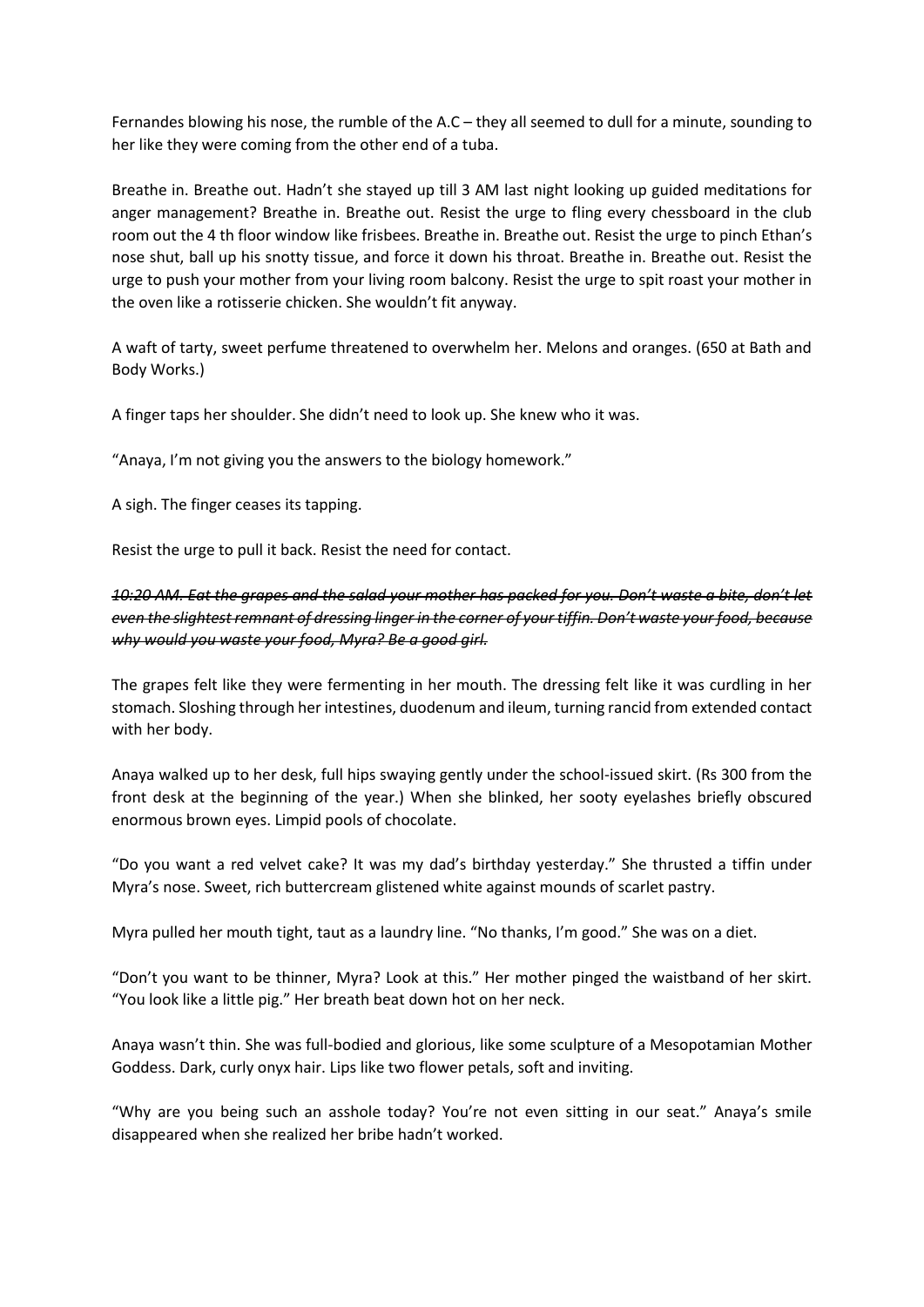Fernandes blowing his nose, the rumble of the A.C – they all seemed to dull for a minute, sounding to her like they were coming from the other end of a tuba.

Breathe in. Breathe out. Hadn't she stayed up till 3 AM last night looking up guided meditations for anger management? Breathe in. Breathe out. Resist the urge to fling every chessboard in the club room out the 4 th floor window like frisbees. Breathe in. Breathe out. Resist the urge to pinch Ethan's nose shut, ball up his snotty tissue, and force it down his throat. Breathe in. Breathe out. Resist the urge to push your mother from your living room balcony. Resist the urge to spit roast your mother in the oven like a rotisserie chicken. She wouldn't fit anyway.

A waft of tarty, sweet perfume threatened to overwhelm her. Melons and oranges. (650 at Bath and Body Works.)

A finger taps her shoulder. She didn't need to look up. She knew who it was.

"Anaya, I'm not giving you the answers to the biology homework."

A sigh. The finger ceases its tapping.

Resist the urge to pull it back. Resist the need for contact.

*~~10:20 AM. Eat the grapes and the salad your mother has packed for you. Don't waste a bite, don't let even the slightest remnant of dressing linger in the corner of your tiffin. Don't waste your food, because why would you waste your food, Myra? Be a good girl.~~*

The grapes felt like they were fermenting in her mouth. The dressing felt like it was curdling in her stomach. Sloshing through her intestines, duodenum and ileum, turning rancid from extended contact with her body.

Anaya walked up to her desk, full hips swaying gently under the school-issued skirt. (Rs 300 from the front desk at the beginning of the year.) When she blinked, her sooty eyelashes briefly obscured enormous brown eyes. Limpid pools of chocolate.

"Do you want a red velvet cake? It was my dad's birthday yesterday." She thrusted a tiffin under Myra's nose. Sweet, rich buttercream glistened white against mounds of scarlet pastry.

Myra pulled her mouth tight, taut as a laundry line. "No thanks, I'm good." She was on a diet.

"Don't you want to be thinner, Myra? Look at this." Her mother pinged the waistband of her skirt. "You look like a little pig." Her breath beat down hot on her neck.

Anaya wasn't thin. She was full-bodied and glorious, like some sculpture of a Mesopotamian Mother Goddess. Dark, curly onyx hair. Lips like two flower petals, soft and inviting.

"Why are you being such an asshole today? You're not even sitting in our seat." Anaya's smile disappeared when she realized her bribe hadn't worked.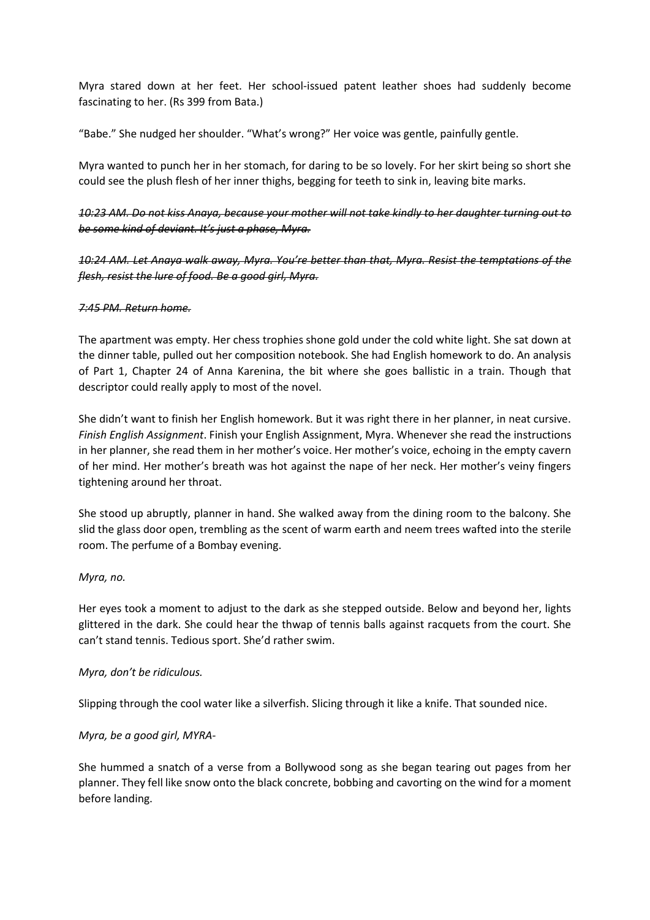Myra stared down at her feet. Her school-issued patent leather shoes had suddenly become fascinating to her. (Rs 399 from Bata.)

"Babe." She nudged her shoulder. "What's wrong?" Her voice was gentle, painfully gentle.

Myra wanted to punch her in her stomach, for daring to be so lovely. For her skirt being so short she could see the plush flesh of her inner thighs, begging for teeth to sink in, leaving bite marks.

~~*10:23 AM. Do not kiss Anaya, because your mother will not take kindly to her daughter turning out to be some kind of deviant. It's just a phase, Myra.*~~

~~*10:24 AM. Let Anaya walk away, Myra. You're better than that, Myra. Resist the temptations of the flesh, resist the lure of food. Be a good girl, Myra.*~~

~~*7:45 PM. Return home.*~~

The apartment was empty. Her chess trophies shone gold under the cold white light. She sat down at the dinner table, pulled out her composition notebook. She had English homework to do. An analysis of Part 1, Chapter 24 of Anna Karenina, the bit where she goes ballistic in a train. Though that descriptor could really apply to most of the novel.

She didn't want to finish her English homework. But it was right there in her planner, in neat cursive. *Finish English Assignment*. Finish your English Assignment, Myra. Whenever she read the instructions in her planner, she read them in her mother's voice. Her mother's voice, echoing in the empty cavern of her mind. Her mother's breath was hot against the nape of her neck. Her mother's veiny fingers tightening around her throat.

She stood up abruptly, planner in hand. She walked away from the dining room to the balcony. She slid the glass door open, trembling as the scent of warm earth and neem trees wafted into the sterile room. The perfume of a Bombay evening.

*Myra, no.*

Her eyes took a moment to adjust to the dark as she stepped outside. Below and beyond her, lights glittered in the dark. She could hear the thwap of tennis balls against racquets from the court. She can't stand tennis. Tedious sport. She'd rather swim.

*Myra, don't be ridiculous.*

Slipping through the cool water like a silverfish. Slicing through it like a knife. That sounded nice.

*Myra, be a good girl, MYRA-*

She hummed a snatch of a verse from a Bollywood song as she began tearing out pages from her planner. They fell like snow onto the black concrete, bobbing and cavorting on the wind for a moment before landing.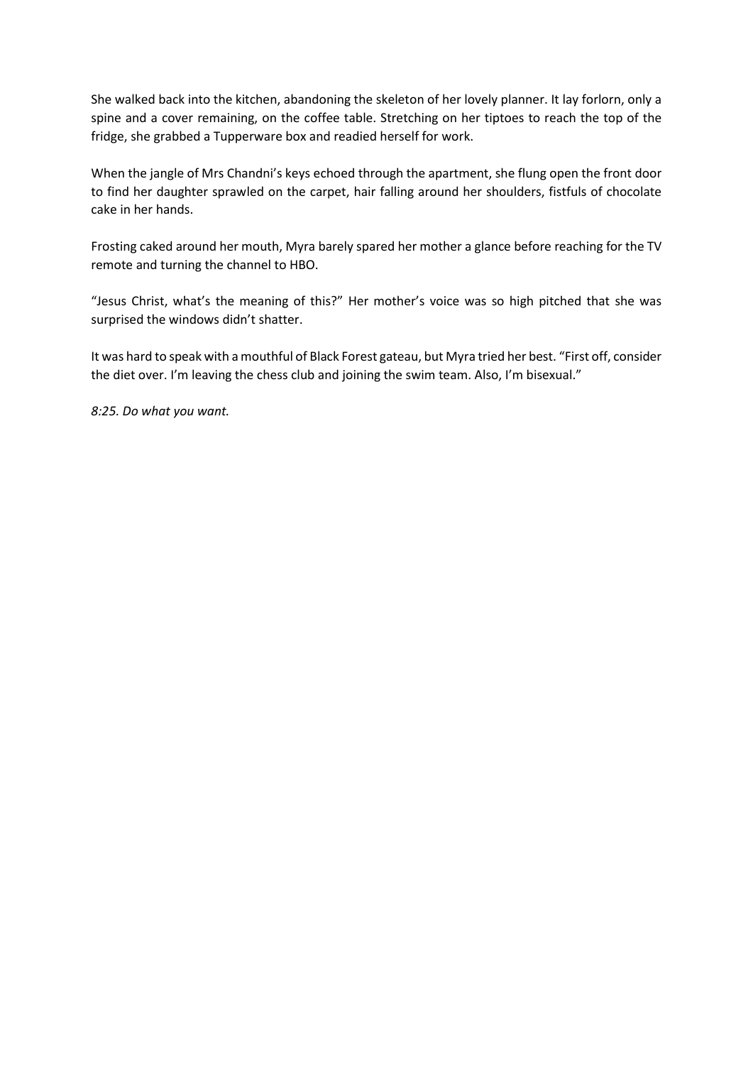She walked back into the kitchen, abandoning the skeleton of her lovely planner. It lay forlorn, only a spine and a cover remaining, on the coffee table. Stretching on her tiptoes to reach the top of the fridge, she grabbed a Tupperware box and readied herself for work.

When the jangle of Mrs Chandni's keys echoed through the apartment, she flung open the front door to find her daughter sprawled on the carpet, hair falling around her shoulders, fistfuls of chocolate cake in her hands.

Frosting caked around her mouth, Myra barely spared her mother a glance before reaching for the TV remote and turning the channel to HBO.

"Jesus Christ, what's the meaning of this?" Her mother's voice was so high pitched that she was surprised the windows didn't shatter.

It was hard to speak with a mouthful of Black Forest gateau, but Myra tried her best. "First off, consider the diet over. I'm leaving the chess club and joining the swim team. Also, I'm bisexual."

*8:25. Do what you want.*